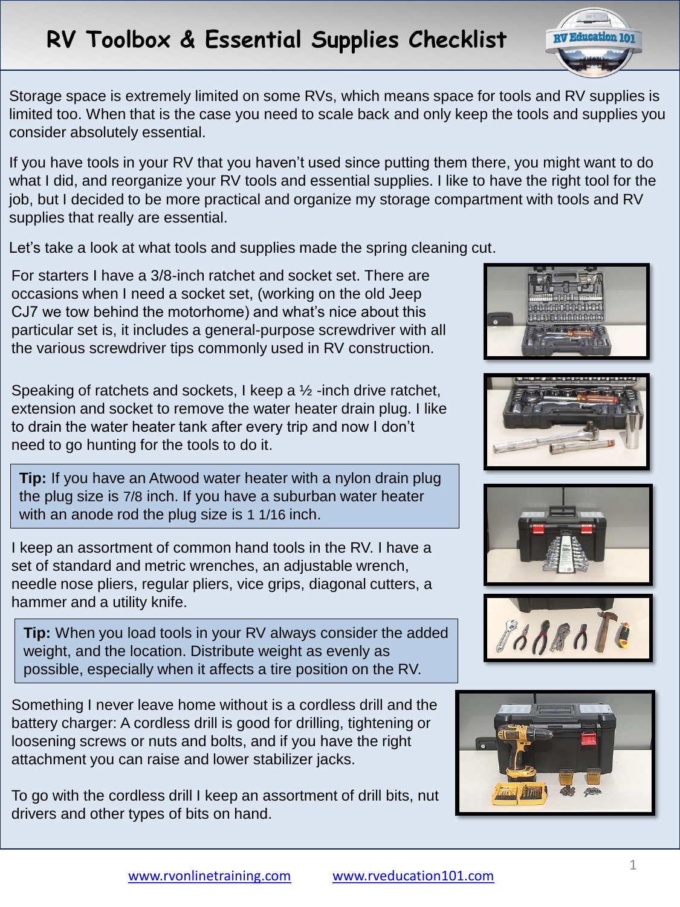# RV Toolbox & Essential Supplies Checklist

Storage space is extremely limited on some RVs, which means space for tools and RV supplies is limited too. When that is the case you need to scale back and only keep the tools and supplies you consider absolutely essential.

If you have tools in your RV that you haven't used since putting them there, you might want to do what I did, and reorganize your RV tools and essential supplies. I like to have the right tool for the job, but I decided to be more practical and organize my storage compartment with tools and RV supplies that really are essential.

Let's take a look at what tools and supplies made the spring cleaning cut.

For starters I have a 3/8-inch ratchet and socket set. There are occasions when I need a socket set, (working on the old Jeep CJ7 we tow behind the motorhome) and what's nice about this particular set is, it includes a general-purpose screwdriver with all the various screwdriver tips commonly used in RV construction.

Speaking of ratchets and sockets, I keep a ½ -inch drive ratchet, extension and socket to remove the water heater drain plug. I like to drain the water heater tank after every trip and now I don't need to go hunting for the tools to do it.

> **Tip:** If you have an Atwood water heater with a nylon drain plug the plug size is 7/8 inch. If you have a suburban water heater with an anode rod the plug size is 1 1/16 inch.

I keep an assortment of common hand tools in the RV. I have a set of standard and metric wrenches, an adjustable wrench, needle nose pliers, regular pliers, vice grips, diagonal cutters, a hammer and a utility knife.

> **Tip:** When you load tools in your RV always consider the added weight, and the location. Distribute weight as evenly as possible, especially when it affects a tire position on the RV.

Something I never leave home without is a cordless drill and the battery charger: A cordless drill is good for drilling, tightening or loosening screws or nuts and bolts, and if you have the right attachment you can raise and lower stabilizer jacks.

To go with the cordless drill I keep an assortment of drill bits, nut drivers and other types of bits on hand.

www.rvonlinetraining.com www.rveducation101.com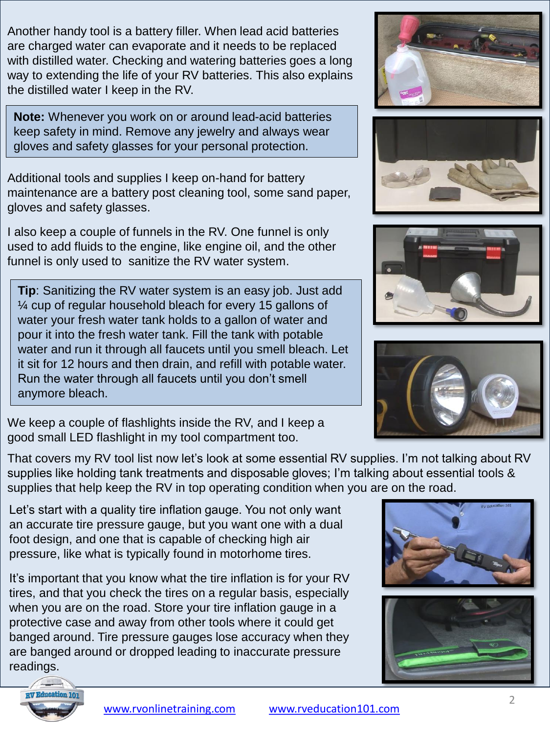Another handy tool is a battery filler. When lead acid batteries are charged water can evaporate and it needs to be replaced with distilled water. Checking and watering batteries goes a long way to extending the life of your RV batteries. This also explains the distilled water I keep in the RV.

> **Note:** Whenever you work on or around lead-acid batteries keep safety in mind. Remove any jewelry and always wear gloves and safety glasses for your personal protection.

Additional tools and supplies I keep on-hand for battery maintenance are a battery post cleaning tool, some sand paper, gloves and safety glasses.

I also keep a couple of funnels in the RV. One funnel is only used to add fluids to the engine, like engine oil, and the other funnel is only used to sanitize the RV water system.

> **Tip**: Sanitizing the RV water system is an easy job. Just add ¼ cup of regular household bleach for every 15 gallons of water your fresh water tank holds to a gallon of water and pour it into the fresh water tank. Fill the tank with potable water and run it through all faucets until you smell bleach. Let it sit for 12 hours and then drain, and refill with potable water. Run the water through all faucets until you don't smell anymore bleach.

We keep a couple of flashlights inside the RV, and I keep a good small LED flashlight in my tool compartment too.

That covers my RV tool list now let's look at some essential RV supplies. I'm not talking about RV supplies like holding tank treatments and disposable gloves; I'm talking about essential tools & supplies that help keep the RV in top operating condition when you are on the road.

Let's start with a quality tire inflation gauge. You not only want an accurate tire pressure gauge, but you want one with a dual foot design, and one that is capable of checking high air pressure, like what is typically found in motorhome tires.

It's important that you know what the tire inflation is for your RV tires, and that you check the tires on a regular basis, especially when you are on the road. Store your tire inflation gauge in a protective case and away from other tools where it could get banged around. Tire pressure gauges lose accuracy when they are banged around or dropped leading to inaccurate pressure readings.

www.rvonlinetraining.com www.rveducation101.com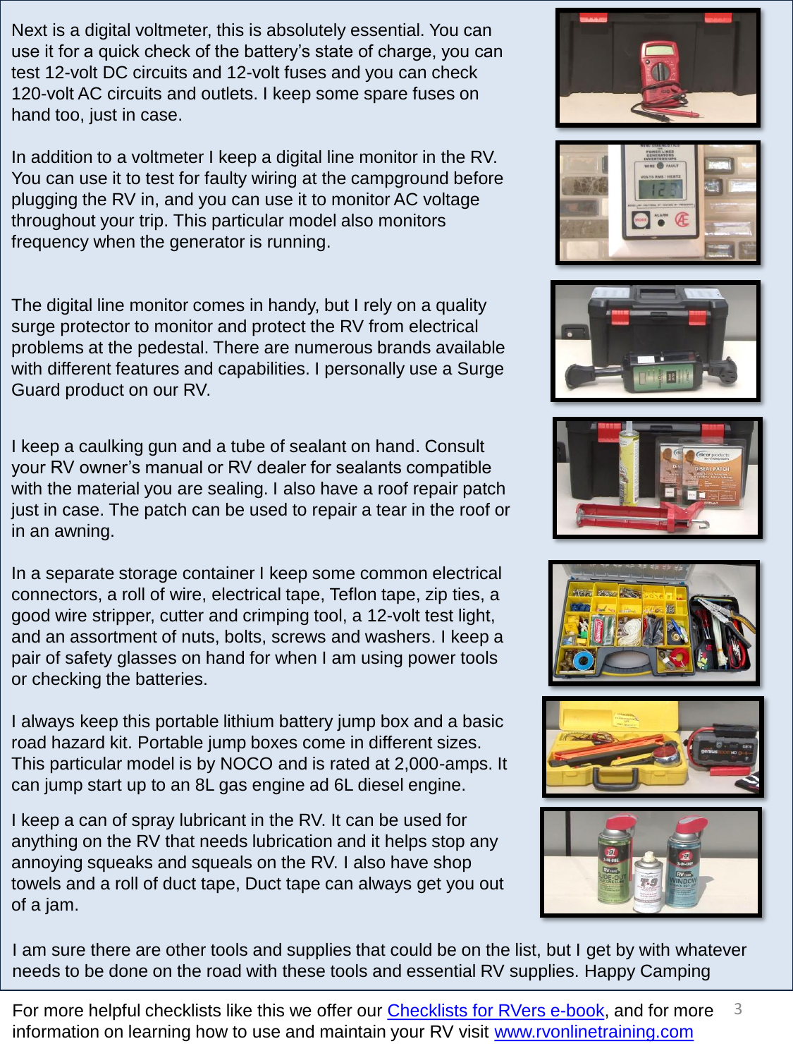Next is a digital voltmeter, this is absolutely essential. You can use it for a quick check of the battery's state of charge, you can test 12-volt DC circuits and 12-volt fuses and you can check 120-volt AC circuits and outlets. I keep some spare fuses on hand too, just in case.

In addition to a voltmeter I keep a digital line monitor in the RV. You can use it to test for faulty wiring at the campground before plugging the RV in, and you can use it to monitor AC voltage throughout your trip. This particular model also monitors frequency when the generator is running.

The digital line monitor comes in handy, but I rely on a quality surge protector to monitor and protect the RV from electrical problems at the pedestal. There are numerous brands available with different features and capabilities. I personally use a Surge Guard product on our RV.

I keep a caulking gun and a tube of sealant on hand. Consult your RV owner's manual or RV dealer for sealants compatible with the material you are sealing. I also have a roof repair patch just in case. The patch can be used to repair a tear in the roof or in an awning.

In a separate storage container I keep some common electrical connectors, a roll of wire, electrical tape, Teflon tape, zip ties, a good wire stripper, cutter and crimping tool, a 12-volt test light, and an assortment of nuts, bolts, screws and washers. I keep a pair of safety glasses on hand for when I am using power tools or checking the batteries.

I always keep this portable lithium battery jump box and a basic road hazard kit. Portable jump boxes come in different sizes. This particular model is by NOCO and is rated at 2,000-amps. It can jump start up to an 8L gas engine ad 6L diesel engine.

I keep a can of spray lubricant in the RV. It can be used for anything on the RV that needs lubrication and it helps stop any annoying squeaks and squeals on the RV. I also have shop towels and a roll of duct tape, Duct tape can always get you out of a jam.

I am sure there are other tools and supplies that could be on the list, but I get by with whatever needs to be done on the road with these tools and essential RV supplies. Happy Camping

For more helpful checklists like this we offer our [Checklists for RVers e-book](), and for more information on learning how to use and maintain your RV visit [www.rvonlinetraining.com](www.rvonlinetraining.com)